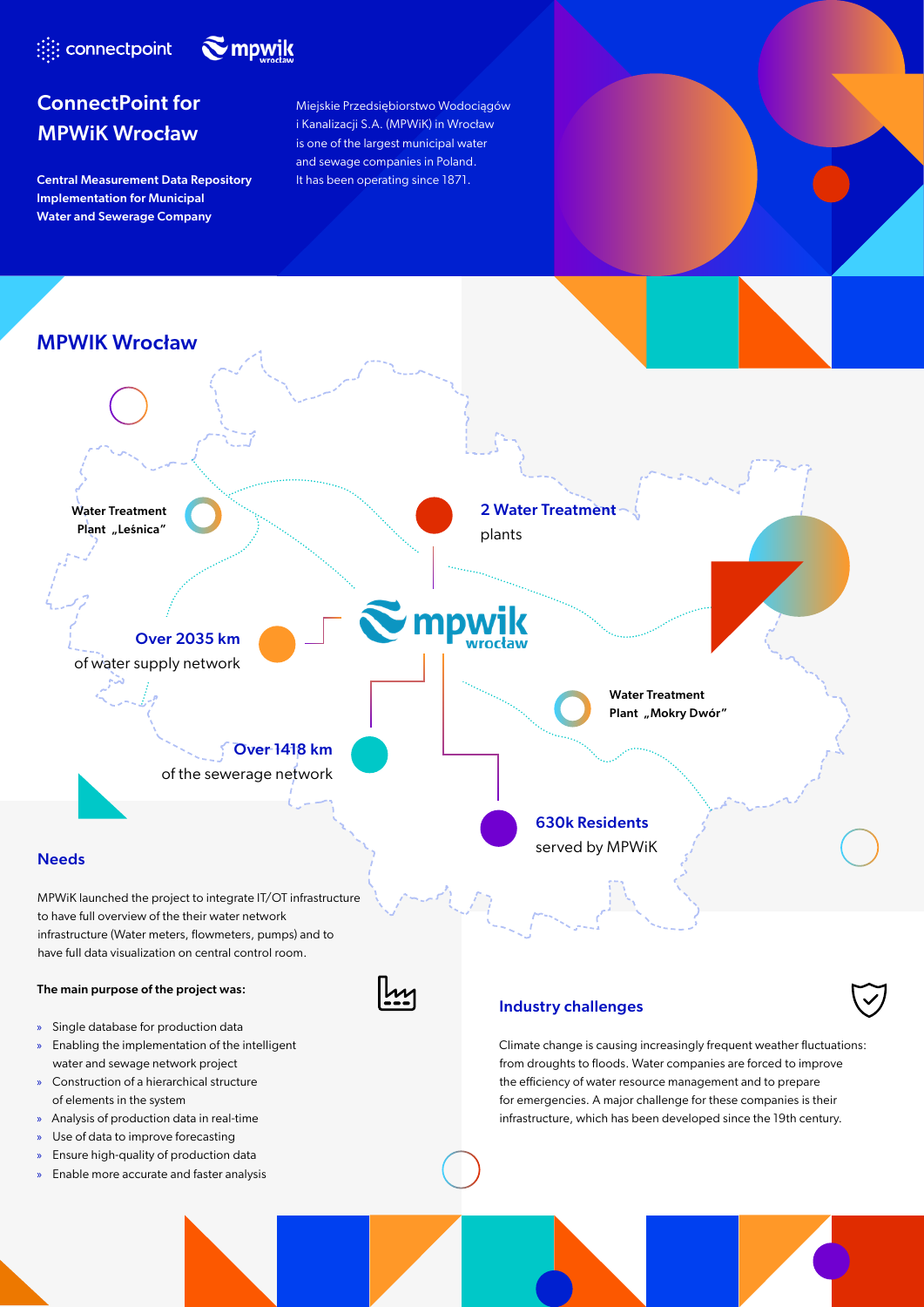connectpoint mpwik wrocław

# ConnectPoint for MPWiK Wrocław

**Central Measurement Data Repository Implementation for Municipal Water and Sewerage Company**

Miejskie Przedsiębiorstwo Wodociągów i Kanalizacji S.A. (MPWiK) in Wrocław is one of the largest municipal water and sewage companies in Poland. It has been operating since 1871.

## MPWIK Wrocław

**Water Treatment Plant „Leśnica"**

**2 Water Treatment** plants

**Over 2035 km** of water supply network

**Over 1418 km** of the sewerage network

**Water Treatment Plant „Mokry Dwór"**

**630k Residents** served by MPWiK

## Needs

MPWiK launched the project to integrate IT/OT infrastructure to have full overview of the their water network infrastructure (Water meters, flowmeters, pumps) and to have full data visualization on central control room.

**The main purpose of the project was:**

- Single database for production data
- Enabling the implementation of the intelligent water and sewage network project
- Construction of a hierarchical structure of elements in the system
- Analysis of production data in real-time
- Use of data to improve forecasting
- Ensure high-quality of production data
- Enable more accurate and faster analysis

## Industry challenges

Climate change is causing increasingly frequent weather fluctuations: from droughts to floods. Water companies are forced to improve the efficiency of water resource management and to prepare for emergencies. A major challenge for these companies is their infrastructure, which has been developed since the 19th century.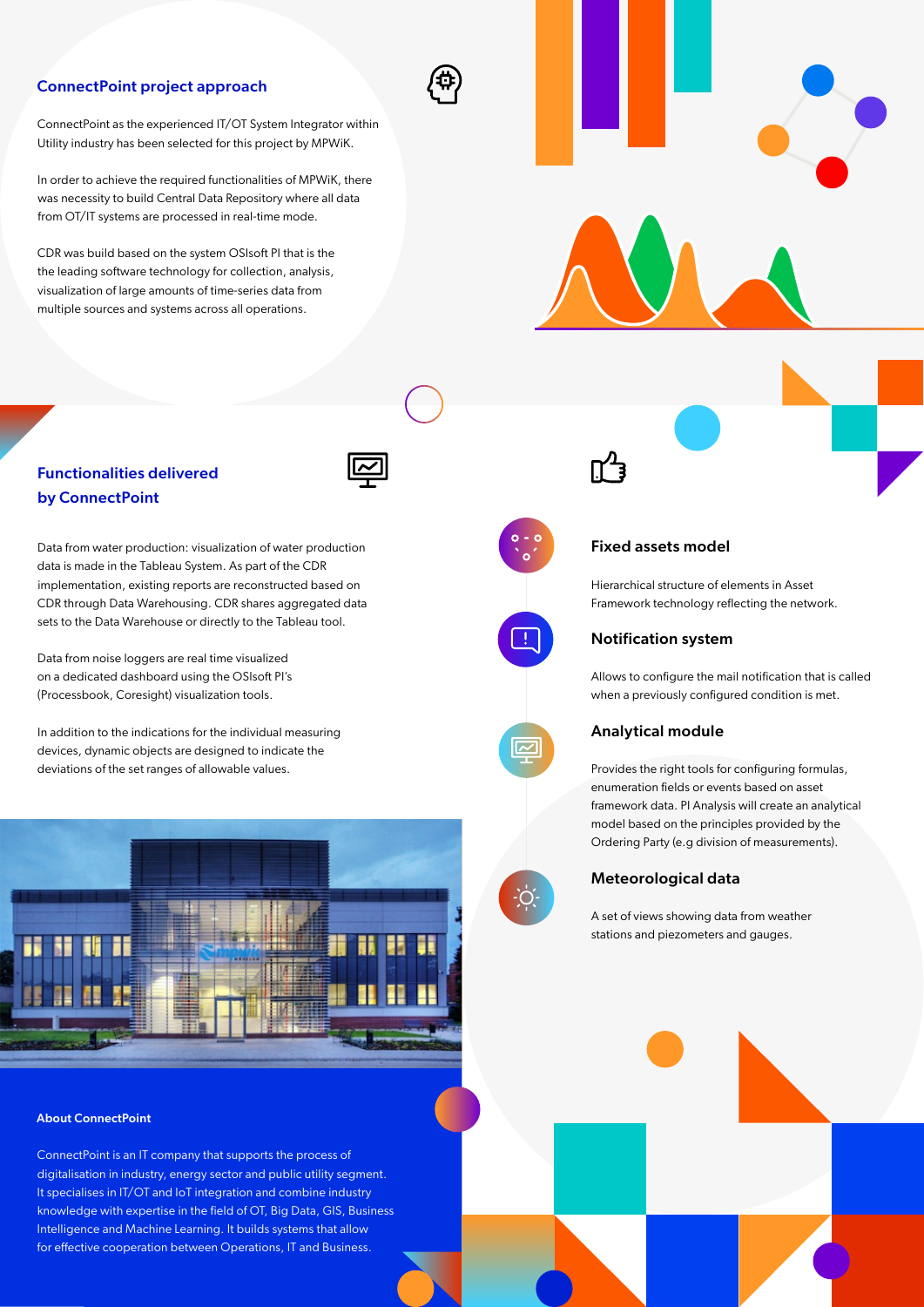## ConnectPoint project approach

ConnectPoint as the experienced IT/OT System Integrator within Utility industry has been selected for this project by MPWiK.

In order to achieve the required functionalities of MPWiK, there was necessity to build Central Data Repository where all data from OT/IT systems are processed in real-time mode.

CDR was build based on the system OSIsoft PI that is the the leading software technology for collection, analysis, visualization of large amounts of time-series data from multiple sources and systems across all operations.

## Functionalities delivered by ConnectPoint

Data from water production: visualization of water production data is made in the Tableau System. As part of the CDR implementation, existing reports are reconstructed based on CDR through Data Warehousing. CDR shares aggregated data sets to the Data Warehouse or directly to the Tableau tool.

Data from noise loggers are real time visualized on a dedicated dashboard using the OSIsoft PI's (Processbook, Coresight) visualization tools.

In addition to the indications for the individual measuring devices, dynamic objects are designed to indicate the deviations of the set ranges of allowable values.

### Fixed assets model

Hierarchical structure of elements in Asset Framework technology reflecting the network.

### Notification system

Allows to configure the mail notification that is called when a previously configured condition is met.

### Analytical module

Provides the right tools for configuring formulas, enumeration fields or events based on asset framework data. PI Analysis will create an analytical model based on the principles provided by the Ordering Party (e.g division of measurements).

### Meteorological data

A set of views showing data from weather stations and piezometers and gauges.

#### About ConnectPoint

ConnectPoint is an IT company that supports the process of digitalisation in industry, energy sector and public utility segment. It specialises in IT/OT and IoT integration and combine industry knowledge with expertise in the field of OT, Big Data, GIS, Business Intelligence and Machine Learning. It builds systems that allow for effective cooperation between Operations, IT and Business.